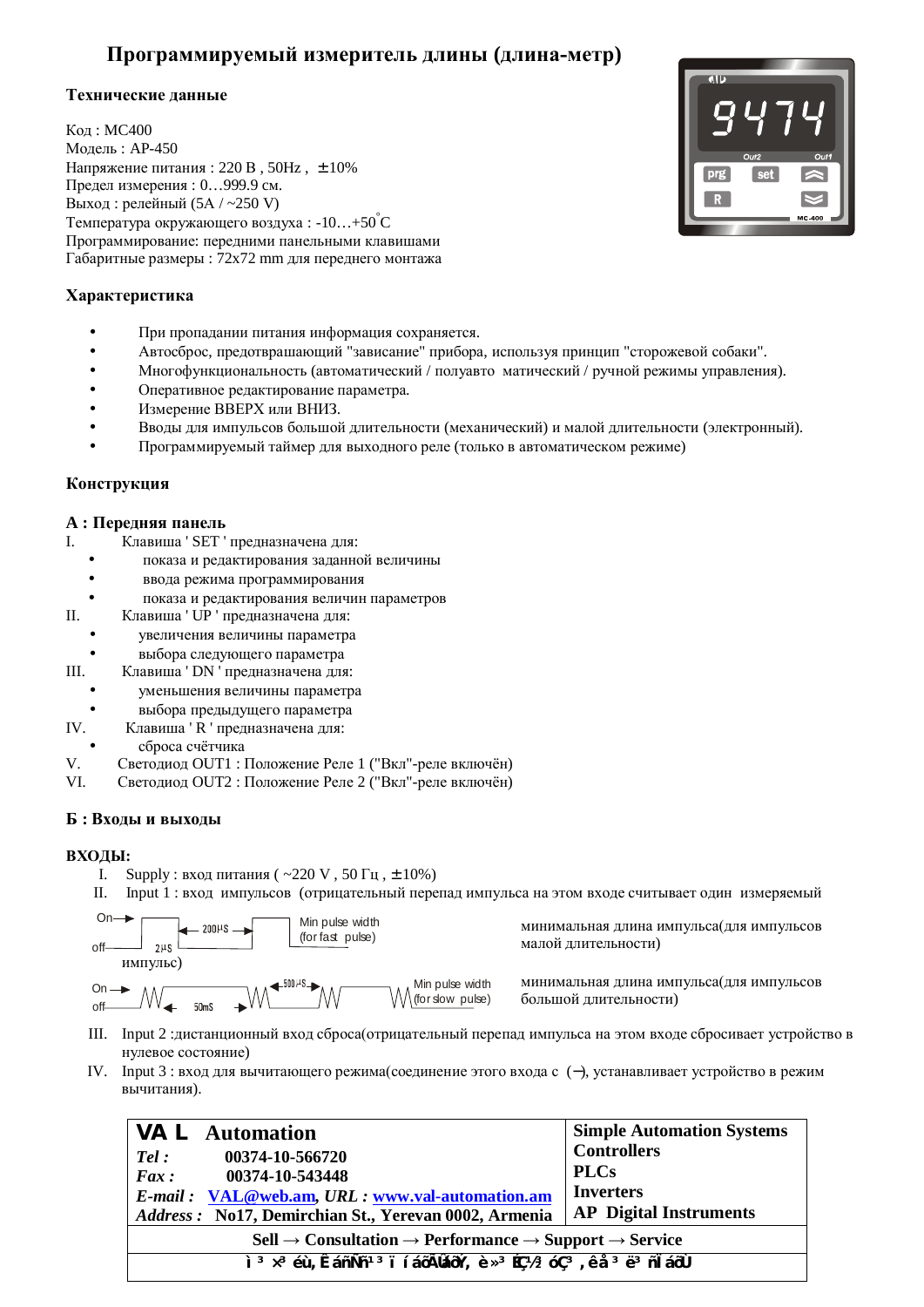# Программируемый измеритель длины (длина-метр)

## Технические данные

Код : MC400
Модель : AP-450
Напряжение питания : 220 В , 50Hz , ±10%
Предел измерения : 0…999.9 см.
Выход : релейный (5A / ~250 V)
Температура окружающего воздуха : -10…+50°C
Программирование: передними панельными клавишами
Габаритные размеры : 72x72 mm для переднего монтажа

## Характеристика

- При пропадании питания информация сохраняется.
- Автосброс, предотвращающий "зависание" прибора, используя принцип "сторожевой собаки".
- Многофункциональность (автоматический / полуавто матический / ручной режимы управления).
- Оперативное редактирование параметра.
- Измерение ВВЕРХ или ВНИЗ.
- Вводы для импульсов большой длительности (механический) и малой длительности (электронный).
- Программируемый таймер для выходного реле (только в автоматическом режиме)

## Конструкция

### А : Передняя панель

I. Клавиша ' SET ' предназначена для:
- показа и редактирования заданной величины
- ввода режима программирования
- показа и редактирования величин параметров

II. Клавиша ' UP ' предназначена для:
- увеличения величины параметра
- выбора следующего параметра

III. Клавиша ' DN ' предназначена для:
- уменьшения величины параметра
- выбора предыдущего параметра

IV. Клавиша ' R ' предназначена для:
- сброса счётчика

V. Светодиод OUT1 : Положение Реле 1 ("Вкл"-реле включён)

VI. Светодиод OUT2 : Положение Реле 2 ("Вкл"-реле включён)

### Б : Входы и выходы

**ВХОДЫ:**

I. Supply : вход питания ( ~220 V , 50 Гц , ±10%)

II. Input 1 : вход импульсов (отрицательный перепад импульса на этом входе считывает один измеряемый импульс)

On, off, 200µS, 2µS, Min pulse width (for fast pulse) — минимальная длина импульса(для импульсов малой длительности)

On, off, 50mS, 500µS, Min pulse width (for slow pulse) — минимальная длина импульса(для импульсов большой длительности)

III. Input 2 :дистанционный вход сброса(отрицательный перепад импульса на этом входе сбрасывает устройство в нулевое состояние)

IV. Input 3 : вход для вычитающего режима(соединение этого входа с (−), устанавливает устройство в режим вычитания).

| **VAL Automation**<br>*Tel :* 00374-10-566720<br>*Fax :* 00374-10-543448<br>*E-mail :* VAL@web.am, *URL :* www.val-automation.am<br>*Address :* No17, Demirchian St., Yerevan 0002, Armenia | **Simple Automation Systems**<br>**Controllers**<br>**PLCs**<br>**Inverters**<br>**AP Digital Instruments** |
|---|---|
| **Sell → Consultation → Performance → Support → Service** | |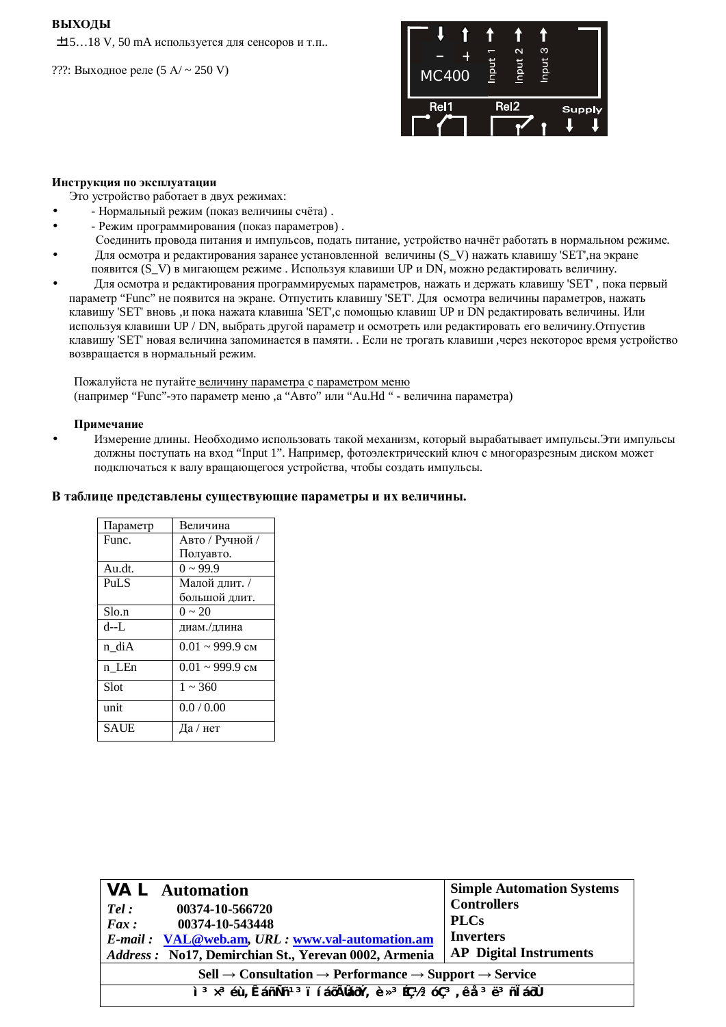**ВЫХОДЫ**

±15…18 V, 50 mA используется для сенсоров и т.п..

???: Выходное реле (5 A/ ~ 250 V)

MC400

– + Input 1 Input 2 Input 3

Rel1 Rel2 Supply

**Инструкция по эксплуатации**

Это устройство работает в двух режимах:

- - Нормальный режим (показ величины счёта) .
- - Режим программирования (показ параметров) .

Соединить провода питания и импульсов, подать питание, устройство начнёт работать в нормальном режиме.

- Для осмотра и редактирования заранее установленной величины (S_V) нажать клавишу 'SET',на экране появится (S_V) в мигающем режиме . Используя клавиши UP и DN, можно редактировать величину.
- Для осмотра и редактирования программируемых параметров, нажать и держать клавишу 'SET' , пока первый параметр "Func" не появится на экране. Отпустить клавишу 'SET'. Для осмотра величины параметров, нажать клавишу 'SET' вновь ,и пока нажата клавиша 'SET',с помощью клавиш UP и DN редактировать величины. Или используя клавиши UP / DN, выбрать другой параметр и осмотреть или редактировать его величину.Отпустив клавишу 'SET' новая величина запоминается в памяти. . Если не трогать клавиши ,через некоторое время устройство возвращается в нормальный режим.

Пожалуйста не путайте величину параметра с параметром меню
(например "Func"-это параметр меню ,а "Авто" или "Au.Hd " - величина параметра)

**Примечание**

- Измерение длины. Необходимо использовать такой механизм, который вырабатывает импульсы.Эти импульсы должны поступать на вход "Input 1". Например, фотоэлектрический ключ с многоразрезным диском может подключаться к валу вращающегося устройства, чтобы создать импульсы.

**В таблице представлены существующие параметры и их величины.**

| Параметр | Величина |
|---|---|
| Func. | Авто / Ручной / Полуавто. |
| Au.dt. | 0 ~ 99.9 |
| PuLS | Малой длит. / большой длит. |
| Slo.n | 0 ~ 20 |
| d--L | диам./длина |
| n_diA | 0.01 ~ 999.9 см |
| n_LEn | 0.01 ~ 999.9 см |
| Slot | 1 ~ 360 |
| unit | 0.0 / 0.00 |
| SAUE | Да / нет |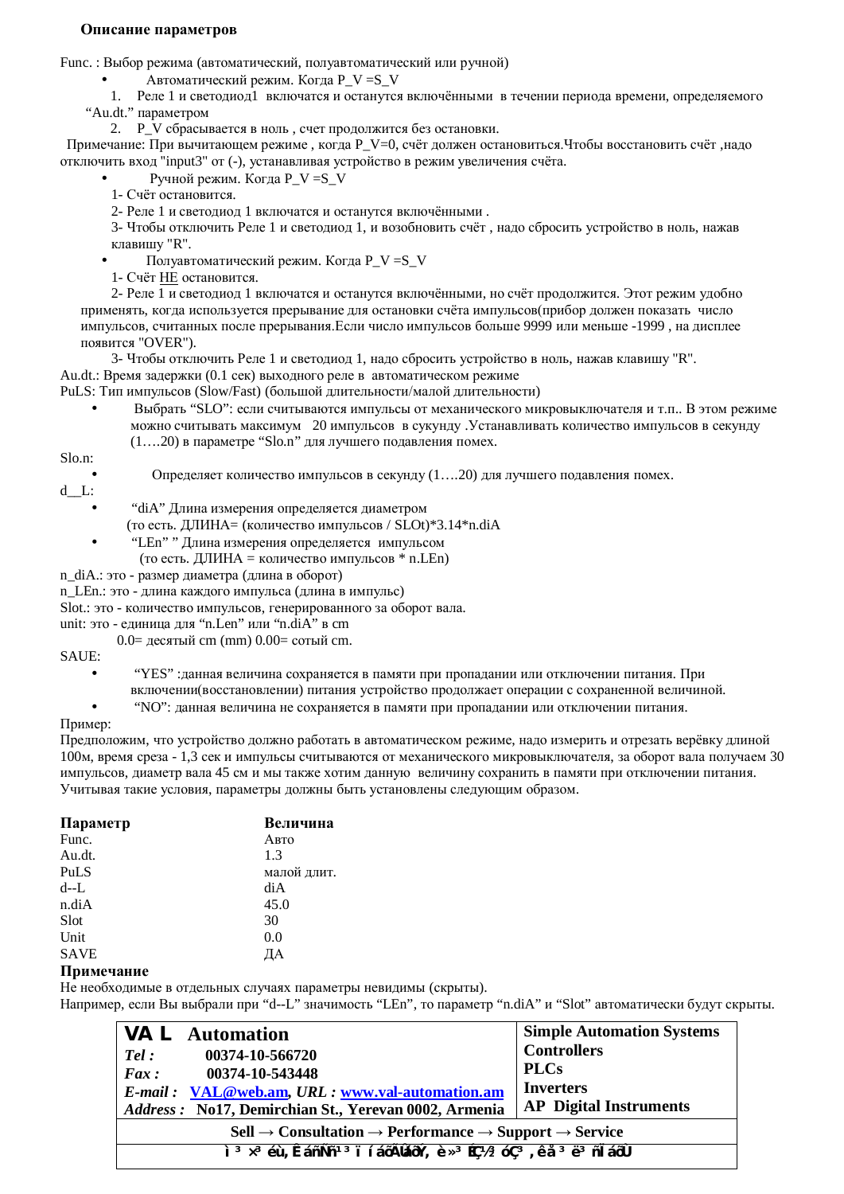**Описание параметров**

Func. : Выбор режима (автоматический, полуавтоматический или ручной)

- Автоматический режим. Когда P_V =S_V
  1. Реле 1 и светодиод1 включатся и останутся включёнными в течении периода времени, определяемого "Au.dt." параметром
  2. P_V сбрасывается в ноль , счет продолжится без остановки.

Примечание: При вычитающем режиме , когда P_V=0, счёт должен остановиться.Чтобы восстановить счёт ,надо отключить вход "input3" от (-), устанавливая устройство в режим увеличения счёта.

- Ручной режим. Когда P_V =S_V

  1- Счёт остановится.

  2- Реле 1 и светодиод 1 включатся и останутся включёнными .

  3- Чтобы отключить Реле 1 и светодиод 1, и возобновить счёт , надо сбросить устройство в ноль, нажав клавишу "R".

- Полуавтоматический режим. Когда P_V =S_V

  1- Счёт <u>НЕ</u> остановится.

  2- Реле 1 и светодиод 1 включатся и останутся включёнными, но счёт продолжится. Этот режим удобно применять, когда используется прерывание для остановки счёта импульсов(прибор должен показать число импульсов, считанных после прерывания.Если число импульсов больше 9999 или меньше -1999 , на дисплее появится "OVER").

  3- Чтобы отключить Реле 1 и светодиод 1, надо сбросить устройство в ноль, нажав клавишу "R".

Au.dt.: Время задержки (0.1 сек) выходного реле в автоматическом режиме

PuLS: Тип импульсов (Slow/Fast) (большой длительности/малой длительности)

- Выбрать "SLO": если считываются импульсы от механического микровыключателя и т.п.. В этом режиме можно считывать максимум 20 импульсов в сукунду .Устанавливать количество импульсов в секунду (1….20) в параметре "Slo.n" для лучшего подавления помех.

Slo.n:

- Определяет количество импульсов в секунду (1….20) для лучшего подавления помех.

d__L:

- "diA" Длина измерения определяется диаметром
  (то есть. ДЛИНА= (количество импульсов / SLOt)*3.14*n.diA
- "LEn" " Длина измерения определяется импульсом
  (то есть. ДЛИНА = количество импульсов * n.LEn)

n_diA.: это - размер диаметра (длина в оборот)

n_LEn.: это - длина каждого импульса (длина в импульс)

Slot.: это - количество импульсов, генерированного за оборот вала.

unit: это - единица для "n.Len" или "n.diA" в cm

0.0= десятый cm (mm) 0.00= сотый cm.

SAUE:

- "YES" :данная величина сохраняется в памяти при пропадании или отключении питания. При включении(восстановлении) питания устройство продолжает операции с сохраненной величиной.
- "NO": данная величина не сохраняется в памяти при пропадании или отключении питания.

Пример:

Предположим, что устройство должно работать в автоматическом режиме, надо измерить и отрезать верёвку длиной 100м, время среза - 1,3 сек и импульсы считываются от механического микровыключателя, за оборот вала получаем 30 импульсов, диаметр вала 45 см и мы также хотим данную величину сохранить в памяти при отключении питания. Учитывая такие условия, параметры должны быть установлены следующим образом.

| **Параметр** | **Величина** |
|---|---|
| Func. | Авто |
| Au.dt. | 1.3 |
| PuLS | малой длит. |
| d--L | diA |
| n.diA | 45.0 |
| Slot | 30 |
| Unit | 0.0 |
| SAVE | ДА |

**Примечание**

Не необходимые в отдельных случаях параметры невидимы (скрыты).

Например, если Вы выбрали при "d--L" значимость "LEn", то параметр "n.diA" и "Slot" автоматически будут скрыты.

| **VAL Automation** | **Simple Automation Systems** |
|---|---|
| ***Tel :*** **00374-10-566720** | **Controllers** |
| ***Fax :*** **00374-10-543448** | **PLCs** |
| ***E-mail :*** **VAL@web.am**, ***URL :*** **www.val-automation.am** | **Inverters** |
| ***Address :*** **No17, Demirchian St., Yerevan 0002, Armenia** | **AP Digital Instruments** |
| **Sell → Consultation → Performance → Support → Service** | |